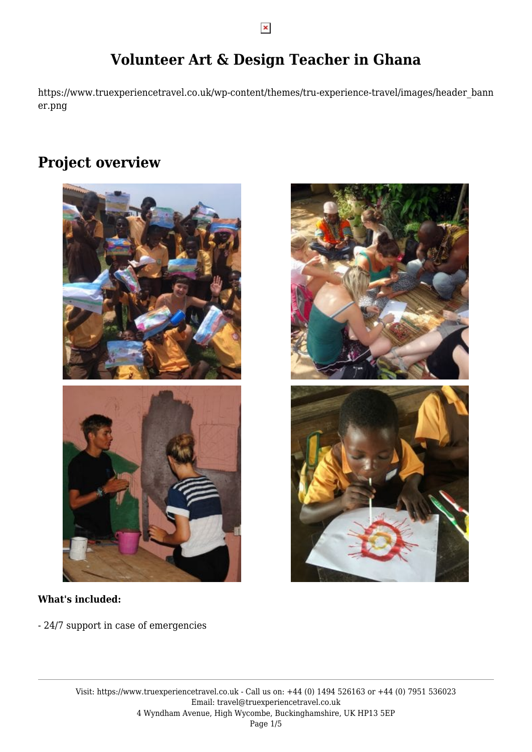# Volunteer Art & Design Teacher in Ghana

https://www.truexperiencetravel.co.uk/wp-content/themes/tru-experience-travel/images/header_banner.png

## Project overview

**What's included:**

- 24/7 support in case of emergencies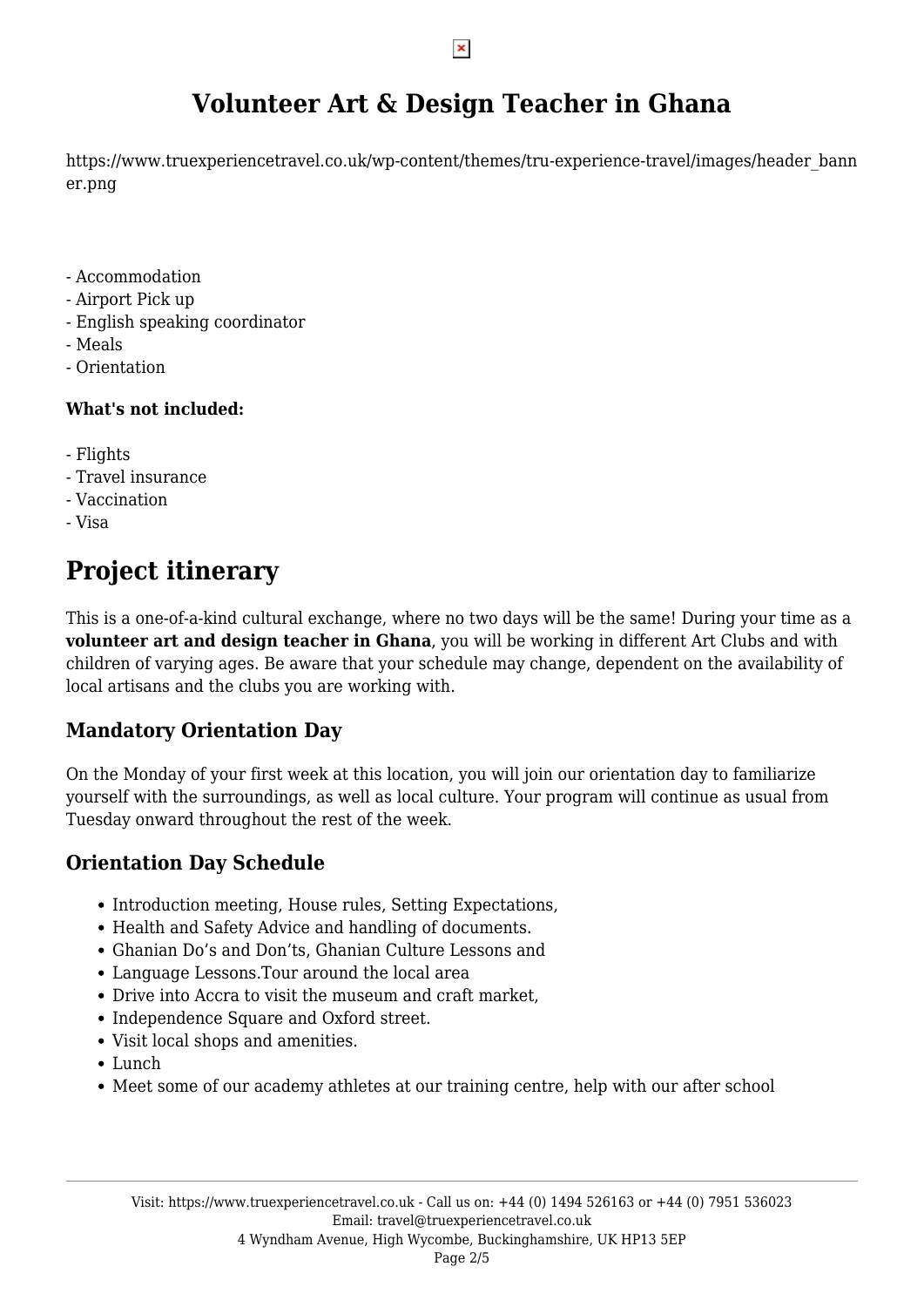# Volunteer Art & Design Teacher in Ghana

https://www.truexperiencetravel.co.uk/wp-content/themes/tru-experience-travel/images/header_banner.png

- Accommodation
- Airport Pick up
- English speaking coordinator
- Meals
- Orientation

**What's not included:**

- Flights
- Travel insurance
- Vaccination
- Visa

# Project itinerary

This is a one-of-a-kind cultural exchange, where no two days will be the same! During your time as a **volunteer art and design teacher in Ghana**, you will be working in different Art Clubs and with children of varying ages. Be aware that your schedule may change, dependent on the availability of local artisans and the clubs you are working with.

### Mandatory Orientation Day

On the Monday of your first week at this location, you will join our orientation day to familiarize yourself with the surroundings, as well as local culture. Your program will continue as usual from Tuesday onward throughout the rest of the week.

### Orientation Day Schedule

- Introduction meeting, House rules, Setting Expectations,
- Health and Safety Advice and handling of documents.
- Ghanian Do's and Don'ts, Ghanian Culture Lessons and
- Language Lessons.Tour around the local area
- Drive into Accra to visit the museum and craft market,
- Independence Square and Oxford street.
- Visit local shops and amenities.
- Lunch
- Meet some of our academy athletes at our training centre, help with our after school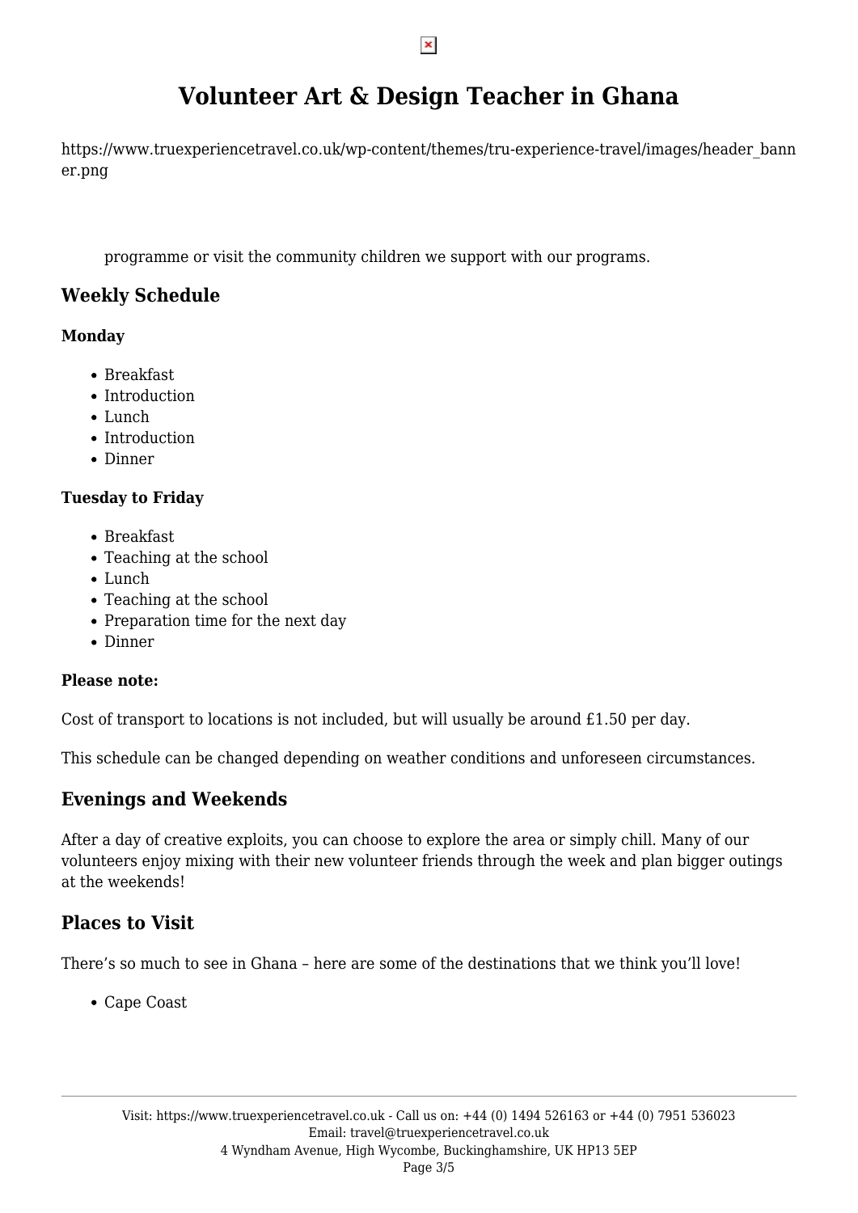# Volunteer Art & Design Teacher in Ghana

https://www.truexperiencetravel.co.uk/wp-content/themes/tru-experience-travel/images/header_banner.png

programme or visit the community children we support with our programs.

## Weekly Schedule

**Monday**

- Breakfast
- Introduction
- Lunch
- Introduction
- Dinner

**Tuesday to Friday**

- Breakfast
- Teaching at the school
- Lunch
- Teaching at the school
- Preparation time for the next day
- Dinner

**Please note:**

Cost of transport to locations is not included, but will usually be around £1.50 per day.

This schedule can be changed depending on weather conditions and unforeseen circumstances.

## Evenings and Weekends

After a day of creative exploits, you can choose to explore the area or simply chill. Many of our volunteers enjoy mixing with their new volunteer friends through the week and plan bigger outings at the weekends!

## Places to Visit

There's so much to see in Ghana – here are some of the destinations that we think you'll love!

- Cape Coast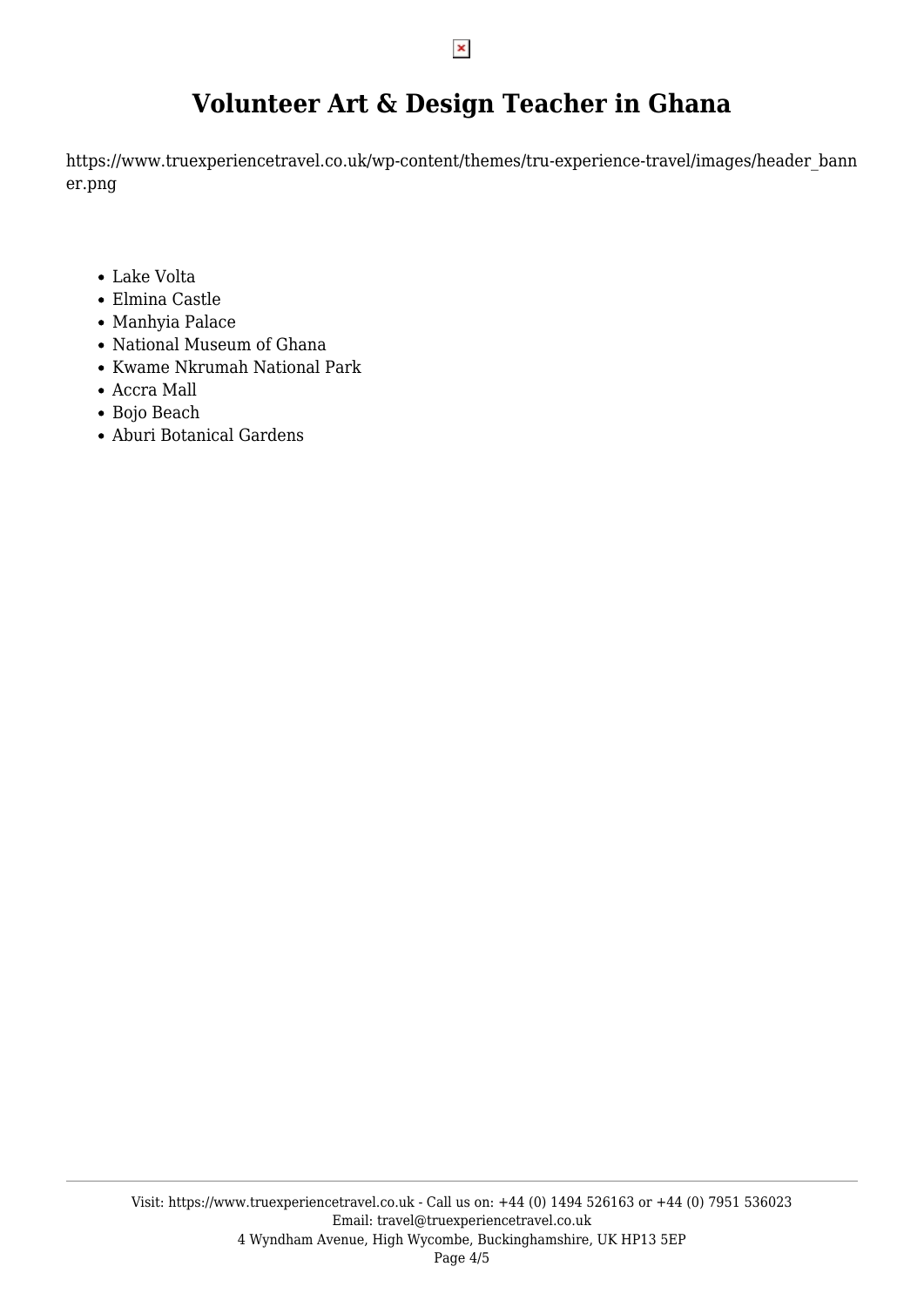# Volunteer Art & Design Teacher in Ghana

https://www.truexperiencetravel.co.uk/wp-content/themes/tru-experience-travel/images/header_banner.png

- Lake Volta
- Elmina Castle
- Manhyia Palace
- National Museum of Ghana
- Kwame Nkrumah National Park
- Accra Mall
- Bojo Beach
- Aburi Botanical Gardens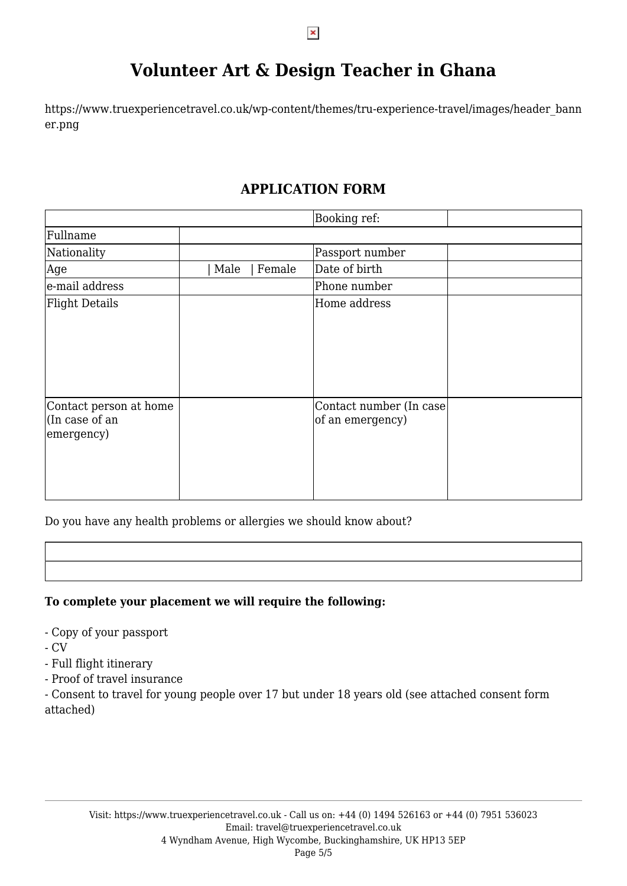# Volunteer Art & Design Teacher in Ghana

https://www.truexperiencetravel.co.uk/wp-content/themes/tru-experience-travel/images/header_banner.png

## APPLICATION FORM

| | | | |
|---|---|---|---|
| | | Booking ref: | |
| Fullname | | | |
| Nationality | | Passport number | |
| Age | \| Male \| Female | Date of birth | |
| e-mail address | | Phone number | |
| Flight Details | | Home address | |
| Contact person at home (In case of an emergency) | | Contact number (In case of an emergency) | |

Do you have any health problems or allergies we should know about?

| |
|---|
| |
| |

**To complete your placement we will require the following:**

- Copy of your passport
- CV
- Full flight itinerary
- Proof of travel insurance
- Consent to travel for young people over 17 but under 18 years old (see attached consent form attached)